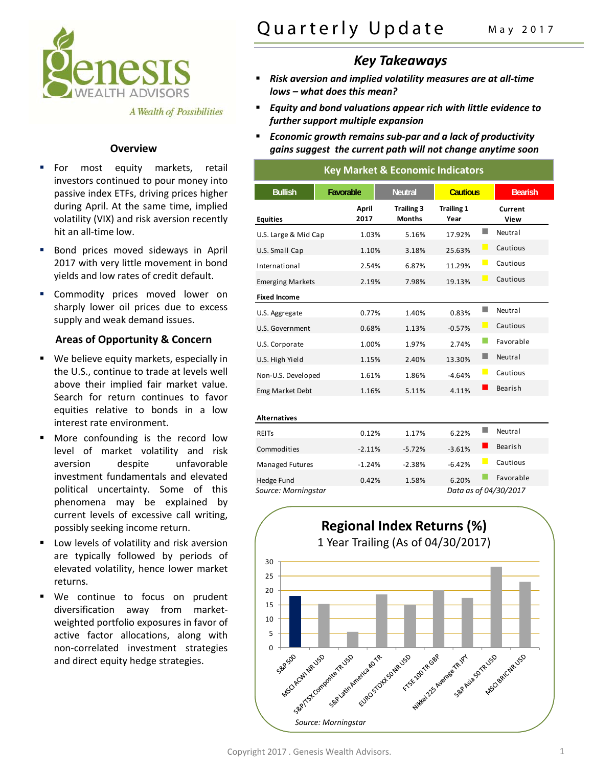# Genesis Wealth Advisors

*A Wealth of Possibilities*

# Quarterly Update

May 2017

## Key Takeaways

- ***Risk aversion and implied volatility measures are at all-time lows – what does this mean?***
- ***Equity and bond valuations appear rich with little evidence to further support multiple expansion***
- ***Economic growth remains sub-par and a lack of productivity gains suggest the current path will not change anytime soon***

## Overview

- For most equity markets, retail investors continued to pour money into passive index ETFs, driving prices higher during April. At the same time, implied volatility (VIX) and risk aversion recently hit an all-time low.
- Bond prices moved sideways in April 2017 with very little movement in bond yields and low rates of credit default.
- Commodity prices moved lower on sharply lower oil prices due to excess supply and weak demand issues.

## Areas of Opportunity & Concern

- We believe equity markets, especially in the U.S., continue to trade at levels well above their implied fair market value. Search for return continues to favor equities relative to bonds in a low interest rate environment.
- More confounding is the record low level of market volatility and risk aversion despite unfavorable investment fundamentals and elevated political uncertainty. Some of this phenomena may be explained by current levels of excessive call writing, possibly seeking income return.
- Low levels of volatility and risk aversion are typically followed by periods of elevated volatility, hence lower market returns.
- We continue to focus on prudent diversification away from market-weighted portfolio exposures in favor of active factor allocations, along with non-correlated investment strategies and direct equity hedge strategies.

## Key Market & Economic Indicators

Bullish | Favorable | Neutral | Cautious | Bearish

| Equities | April 2017 | Trailing 3 Months | Trailing 1 Year | Current View |
|---|---|---|---|---|
| U.S. Large & Mid Cap | 1.03% | 5.16% | 17.92% | Neutral |
| U.S. Small Cap | 1.10% | 3.18% | 25.63% | Cautious |
| International | 2.54% | 6.87% | 11.29% | Cautious |
| Emerging Markets | 2.19% | 7.98% | 19.13% | Cautious |
| **Fixed Income** | | | | |
| U.S. Aggregate | 0.77% | 1.40% | 0.83% | Neutral |
| U.S. Government | 0.68% | 1.13% | -0.57% | Cautious |
| U.S. Corporate | 1.00% | 1.97% | 2.74% | Favorable |
| U.S. High Yield | 1.15% | 2.40% | 13.30% | Neutral |
| Non-U.S. Developed | 1.61% | 1.86% | -4.64% | Cautious |
| Emg Market Debt | 1.16% | 5.11% | 4.11% | Bearish |
| **Alternatives** | | | | |
| REITs | 0.12% | 1.17% | 6.22% | Neutral |
| Commodities | -2.11% | -5.72% | -3.61% | Bearish |
| Managed Futures | -1.24% | -2.38% | -6.42% | Cautious |
| Hedge Fund | 0.42% | 1.58% | 6.20% | Favorable |

*Source: Morningstar* *Data as of 04/30/2017*

## Regional Index Returns (%)

1 Year Trailing (As of 04/30/2017)

| Index | Approx. Return (%) |
|---|---|
| S&P 500 | 18 |
| MSCI ACWI NR USD | 15 |
| S&P/TSX Composite TR USD | 5.5 |
| S&P Latin America 40 TR | 18.5 |
| EURO STOXX 50 NR USD | 15 |
| FTSE 100 TR GBP | 20 |
| Nikkei 225 Average TR JPY | 17.5 |
| S&P Asia 50 TR USD | 28 |
| MSCI BRIC NR USD | 23 |

*Source: Morningstar*

Copyright 2017 . Genesis Wealth Advisors.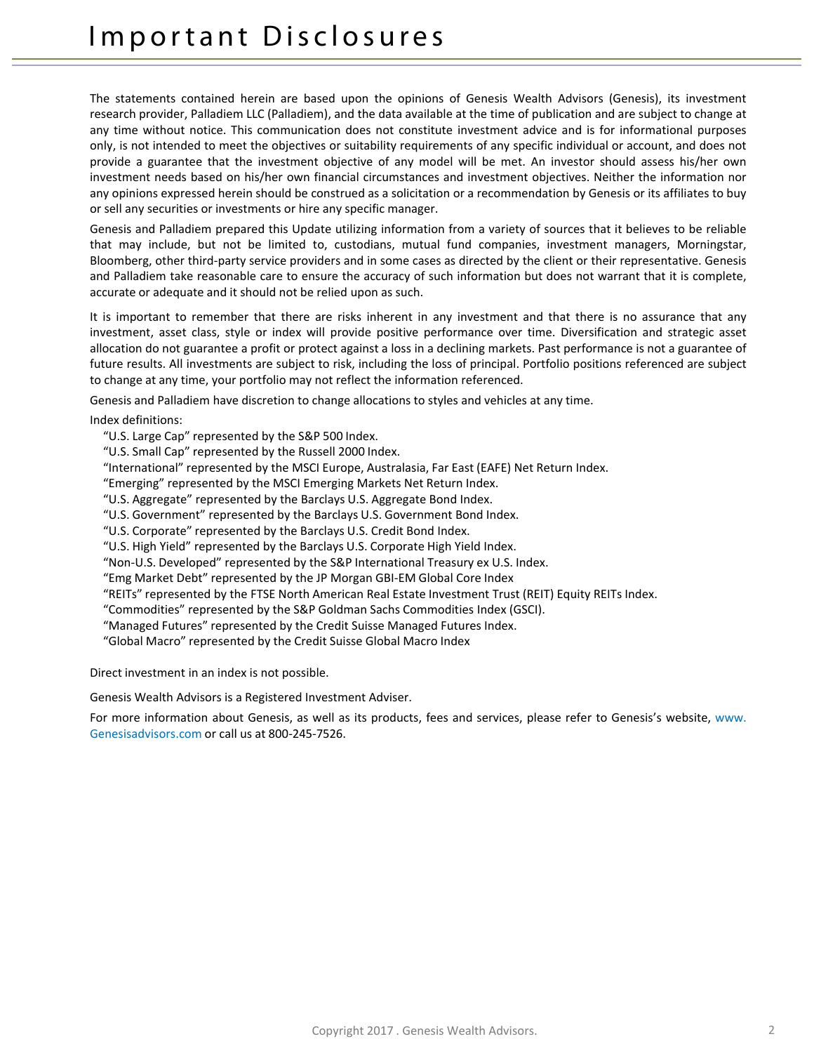# Important Disclosures

The statements contained herein are based upon the opinions of Genesis Wealth Advisors (Genesis), its investment research provider, Palladiem LLC (Palladiem), and the data available at the time of publication and are subject to change at any time without notice. This communication does not constitute investment advice and is for informational purposes only, is not intended to meet the objectives or suitability requirements of any specific individual or account, and does not provide a guarantee that the investment objective of any model will be met. An investor should assess his/her own investment needs based on his/her own financial circumstances and investment objectives. Neither the information nor any opinions expressed herein should be construed as a solicitation or a recommendation by Genesis or its affiliates to buy or sell any securities or investments or hire any specific manager.

Genesis and Palladiem prepared this Update utilizing information from a variety of sources that it believes to be reliable that may include, but not be limited to, custodians, mutual fund companies, investment managers, Morningstar, Bloomberg, other third-party service providers and in some cases as directed by the client or their representative. Genesis and Palladiem take reasonable care to ensure the accuracy of such information but does not warrant that it is complete, accurate or adequate and it should not be relied upon as such.

It is important to remember that there are risks inherent in any investment and that there is no assurance that any investment, asset class, style or index will provide positive performance over time. Diversification and strategic asset allocation do not guarantee a profit or protect against a loss in a declining markets. Past performance is not a guarantee of future results. All investments are subject to risk, including the loss of principal. Portfolio positions referenced are subject to change at any time, your portfolio may not reflect the information referenced.

Genesis and Palladiem have discretion to change allocations to styles and vehicles at any time.

Index definitions:

"U.S. Large Cap" represented by the S&P 500 Index.
"U.S. Small Cap" represented by the Russell 2000 Index.
"International" represented by the MSCI Europe, Australasia, Far East (EAFE) Net Return Index.
"Emerging" represented by the MSCI Emerging Markets Net Return Index.
"U.S. Aggregate" represented by the Barclays U.S. Aggregate Bond Index.
"U.S. Government" represented by the Barclays U.S. Government Bond Index.
"U.S. Corporate" represented by the Barclays U.S. Credit Bond Index.
"U.S. High Yield" represented by the Barclays U.S. Corporate High Yield Index.
"Non-U.S. Developed" represented by the S&P International Treasury ex U.S. Index.
"Emg Market Debt" represented by the JP Morgan GBI-EM Global Core Index
"REITs" represented by the FTSE North American Real Estate Investment Trust (REIT) Equity REITs Index.
"Commodities" represented by the S&P Goldman Sachs Commodities Index (GSCI).
"Managed Futures" represented by the Credit Suisse Managed Futures Index.
"Global Macro" represented by the Credit Suisse Global Macro Index

Direct investment in an index is not possible.

Genesis Wealth Advisors is a Registered Investment Adviser.

For more information about Genesis, as well as its products, fees and services, please refer to Genesis's website, www.Genesisadvisors.com or call us at 800-245-7526.

Copyright 2017 . Genesis Wealth Advisors.